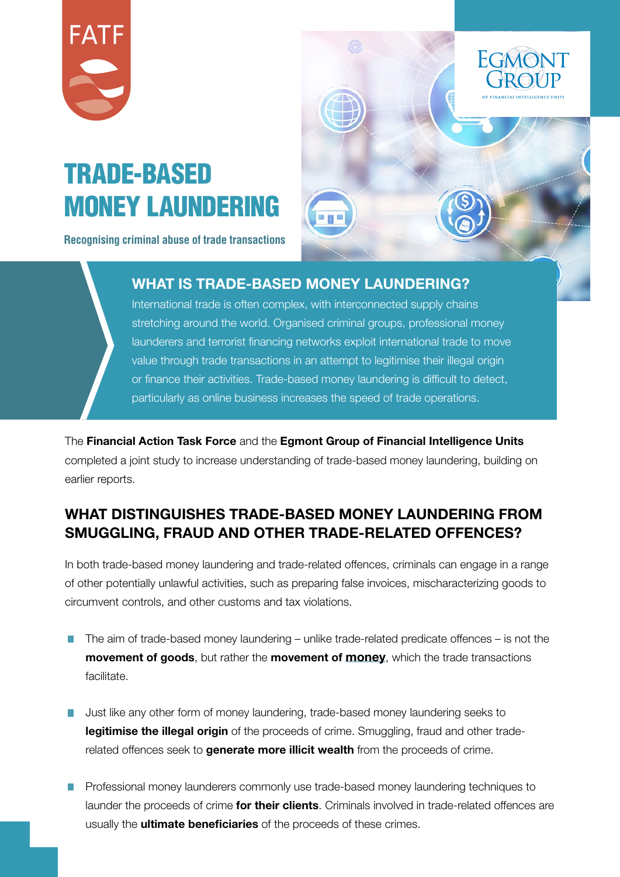FATF

EGMONT GROUP
OF FINANCIAL INTELLIGENCE UNITS

# TRADE-BASED MONEY LAUNDERING

**Recognising criminal abuse of trade transactions**

## WHAT IS TRADE-BASED MONEY LAUNDERING?

International trade is often complex, with interconnected supply chains stretching around the world. Organised criminal groups, professional money launderers and terrorist financing networks exploit international trade to move value through trade transactions in an attempt to legitimise their illegal origin or finance their activities. Trade-based money laundering is difficult to detect, particularly as online business increases the speed of trade operations.

The **Financial Action Task Force** and the **Egmont Group of Financial Intelligence Units** completed a joint study to increase understanding of trade-based money laundering, building on earlier reports.

## WHAT DISTINGUISHES TRADE-BASED MONEY LAUNDERING FROM SMUGGLING, FRAUD AND OTHER TRADE-RELATED OFFENCES?

In both trade-based money laundering and trade-related offences, criminals can engage in a range of other potentially unlawful activities, such as preparing false invoices, mischaracterizing goods to circumvent controls, and other customs and tax violations.

- The aim of trade-based money laundering – unlike trade-related predicate offences – is not the **movement of goods**, but rather the **movement of money**, which the trade transactions facilitate.
- Just like any other form of money laundering, trade-based money laundering seeks to **legitimise the illegal origin** of the proceeds of crime. Smuggling, fraud and other trade-related offences seek to **generate more illicit wealth** from the proceeds of crime.
- Professional money launderers commonly use trade-based money laundering techniques to launder the proceeds of crime **for their clients**. Criminals involved in trade-related offences are usually the **ultimate beneficiaries** of the proceeds of these crimes.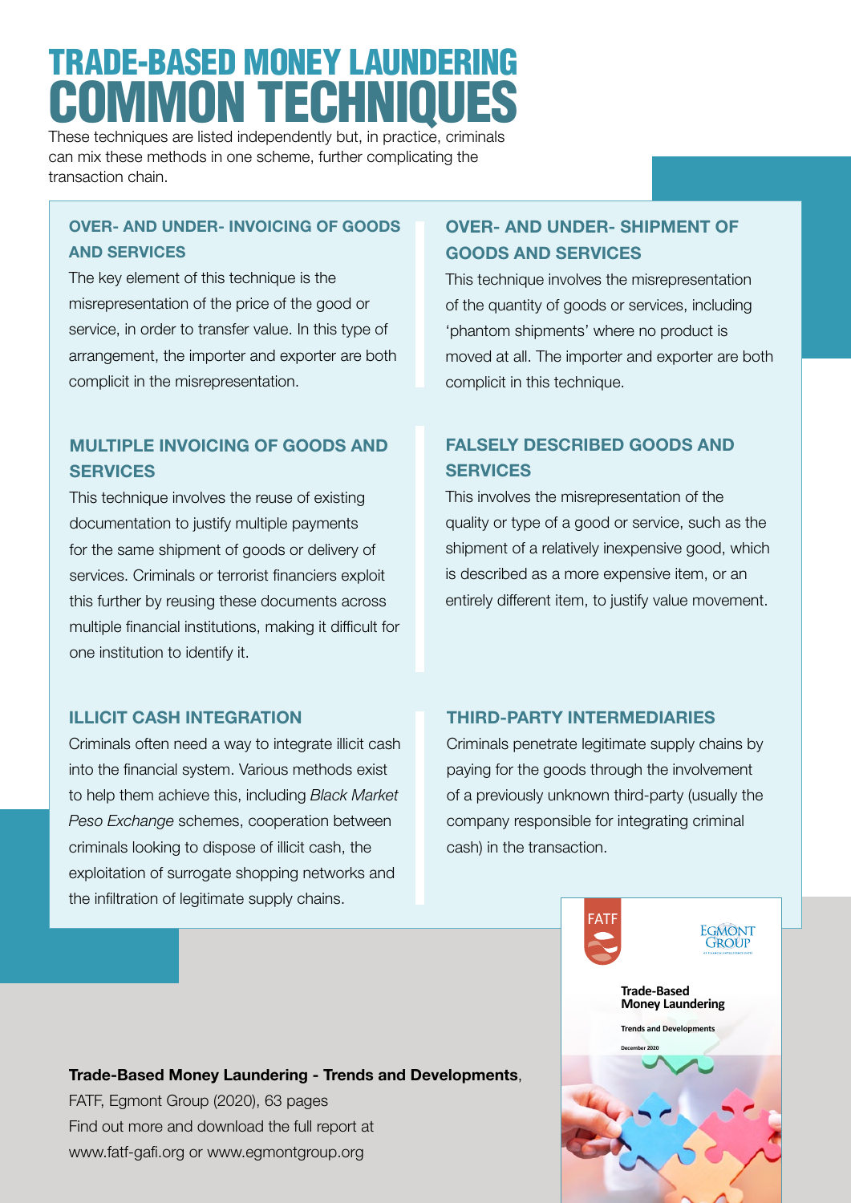# TRADE-BASED MONEY LAUNDERING COMMON TECHNIQUES

These techniques are listed independently but, in practice, criminals can mix these methods in one scheme, further complicating the transaction chain.

### OVER- AND UNDER- INVOICING OF GOODS AND SERVICES

The key element of this technique is the misrepresentation of the price of the good or service, in order to transfer value. In this type of arrangement, the importer and exporter are both complicit in the misrepresentation.

### OVER- AND UNDER- SHIPMENT OF GOODS AND SERVICES

This technique involves the misrepresentation of the quantity of goods or services, including 'phantom shipments' where no product is moved at all. The importer and exporter are both complicit in this technique.

### MULTIPLE INVOICING OF GOODS AND SERVICES

This technique involves the reuse of existing documentation to justify multiple payments for the same shipment of goods or delivery of services. Criminals or terrorist financiers exploit this further by reusing these documents across multiple financial institutions, making it difficult for one institution to identify it.

### FALSELY DESCRIBED GOODS AND SERVICES

This involves the misrepresentation of the quality or type of a good or service, such as the shipment of a relatively inexpensive good, which is described as a more expensive item, or an entirely different item, to justify value movement.

### ILLICIT CASH INTEGRATION

Criminals often need a way to integrate illicit cash into the financial system. Various methods exist to help them achieve this, including *Black Market Peso Exchange* schemes, cooperation between criminals looking to dispose of illicit cash, the exploitation of surrogate shopping networks and the infiltration of legitimate supply chains.

### THIRD-PARTY INTERMEDIARIES

Criminals penetrate legitimate supply chains by paying for the goods through the involvement of a previously unknown third-party (usually the company responsible for integrating criminal cash) in the transaction.

**Trade-Based Money Laundering - Trends and Developments**, FATF, Egmont Group (2020), 63 pages

Find out more and download the full report at www.fatf-gafi.org or www.egmontgroup.org